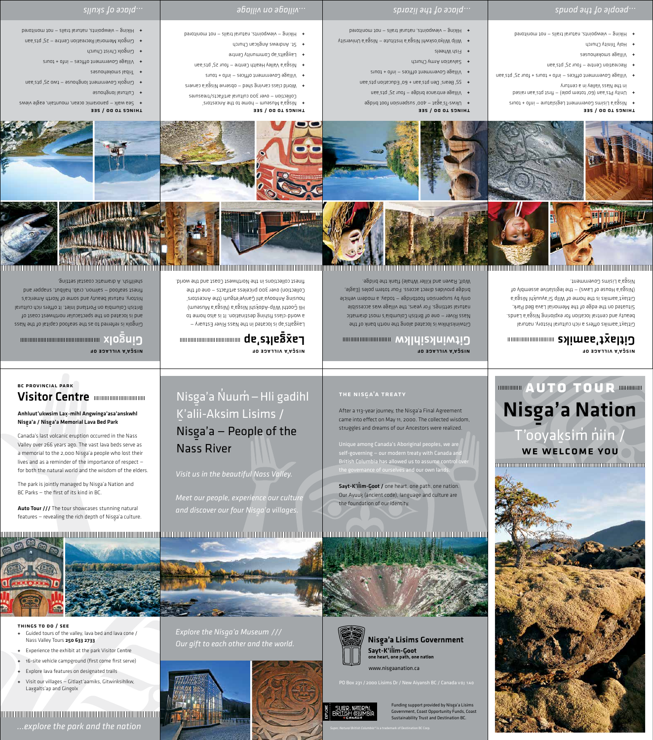## BC PROVINCIAL PARK

# Visitor Centre

**Anhluut'ukwsim Lax̱-mihl Angwinga'asa'anskwhl Nisg̱a'a / Nisg̱a'a Memorial Lava Bed Park**

Canada's last volcanic eruption occurred in the Nass Valley over 266 years ago. The vast lava beds serve as a memorial to the 2,000 Nisg̱a'a people who lost their lives and as a reminder of the importance of respect – for both the natural world and the wisdom of the elders.

The park is jointly managed by Nisg̱a'a Nation and BC Parks – the first of its kind in BC.

**Auto Tour ///** The tour showcases stunning natural features – revealing the rich depth of Nisg̱a'a culture.

### THINGS TO DO / SEE

- Guided tours of the valley, lava bed and lava cone / Nass Valley Tours **250 633 2733**
- Experience the exhibit at the park Visitor Centre
- 16-site vehicle campground (first come first serve)
- Explore lava features on designated trails
- Visit our villages – Gitlaxt'aamiks, Gitwinksihlkw, Laxg̱alts'ap and Gingolx

*...explore the park and the nation*

# Nisg̱a'a Ńuuḿ – Hli gadihl K̲'alii-Aksim Lisims / Nisg̱a'a – People of the Nass River

*Visit us in the beautiful Nass Valley.*

*Meet our people, experience our culture and discover our four Nisg̱a'a villages.*

*Explore the Nisg̱a'a Museum /// Our gift to each other and the world.*

## THE NISG̱A'A TREATY

After a 113-year journey, the Nisg̱a'a Final Agreement came into effect on May 11, 2000. The collected wisdom, struggles and dreams of our Ancestors were realized.

Unique among Canada's Aboriginal peoples, we are self-governing – our modern treaty with Canada and British Columbia has allowed us to assume control over the governance of ourselves and our own lands.

**Sayt-K'il̓im-G̱oot /** one heart, one path, one nation. Our Ayuuk̲ (ancient code), language and culture are the foundation of our identity.

**Nisg̱a'a Lisims Government**
**Sayt-K'il̓im-G̱oot**
**one heart, one path, one nation**

www.nisgaanation.ca

PO Box 231 / 2000 Lisims Dr / New Aiyansh BC / Canada V0J 1A0

Funding support provided by Nisg̱a'a Lisims Government, Coast Opportunity Funds, Coast Sustainability Trust and Destination BC.

*Super, Natural British Columbia® is a trademark of Destination BC Corp.*

# AUTO TOUR

# Nisg̱a'a Nation

## T'ooyaks̲im ńiin /

### WE WELCOME YOU

---

### NISG̱A'A VILLAGE OF

## Gitlaxt'aamiks

Gitlaxt'aamiks offers a rich cultural history, natural beauty and central location for exploring Nisg̱a'a Lands. Situated on the edge of the Memorial Lava Bed Park, Gitlaxt'aamiks is the home of Wilp Si'ayuukhl Nisg̱a'a (Nisg̱a'a House of Laws) – the legislative assembly of Nisg̱a'a Lisims Government.

*...people of the ponds*

### THINGS TO DO / SEE

- Nisg̱a'a Lisims Government Legislature – info + tours
- Unity Pts'aan (totem pole) – first pts'aan raised in the Nass Valley in a century
- Village Government offices – info + tours + four 25' pts'aan
- Recreation Centre – four 25' pts'aan
- Village smokehouses
- Holy Trinity Church
- Hiking – viewpoints, natural trails – not monitored

### NISG̱A'A VILLAGE OF

## Gitwinksihlkw

Gitwinksihlkw is located along the north bank of the Nass River – one of British Columbia's most dramatic natural settings. For years, the village was accessible only by suspension footbridge – today, a modern vehicle bridge provides direct access. Four totem poles (Eagle, Wolf, Raven and Killer Whale) flank the bridge.

*...place of the lizards*

### THINGS TO DO / SEE

- Ukws-T'aget – 400' suspension foot bridge
- Village entrance bridge – four 25' pts'aan
- 55' Bear Den pts'aan + 60' Education pts'aan
- Village Government offices – info + tours
- Salvation Army Church
- Fish Wheels
- Wilp Wilx̲o'oskwhl Nisg̱a'a Institute – Nisg̱a'a University
- Hiking – viewpoints, natural trails – not monitored

### NISG̱A'A VILLAGE OF

## Laxg̱alts'ap

Laxg̱alts'ap is located in the Nass River Estuary – a world-class fishing destination. It is also home to Hli Goothl Wilp-Adokshl Nisg̱a'a (Nisg̱a'a Museum) housing Anhooya'ahl Ganiye'etgum (the Ancestors' Collection) over 300 priceless artifacts – one of the finest collections in the Northwest Coast and the world.

*...village on village*

### THINGS TO DO / SEE

- Nisg̱a'a Museum – home to the Ancestors' Collection – over 300 cultural artifacts/treasures
- World class carving shed – observe Nisg̱a'a carvers
- Village Government offices – info + tours
- Nisg̱a'a Valley Health Centre – four 25' pts'aan
- Laxg̱alts'ap Community Centre
- St. Andrews Anglican Church
- Hiking – viewpoints, natural trails – not monitored

### NISG̱A'A VILLAGE OF

## Gingolx

Gingolx is referred to as the seafood capital of the Nass and is located on the spectacular northwest coast of British Columbia on Portland Inlet. It offers rich cultural history, natural beauty and some of North America's finest seafood – salmon, crab, halibut, snapper and shellfish. A dramatic coastal setting.

*...place of skulls*

### THINGS TO DO / SEE

- Sea walk – panoramic ocean, mountain, eagle views
- Cultural longhouse
- Gingolx Government longhouse – two 25' pts'aan
- Tidal smokehouses
- Village Government offices – info + tours
- Gingolx Christ Church
- Gingolx Memorial Recreation Centre – 25' pts'aan
- Hiking – viewpoints, natural trails – not monitored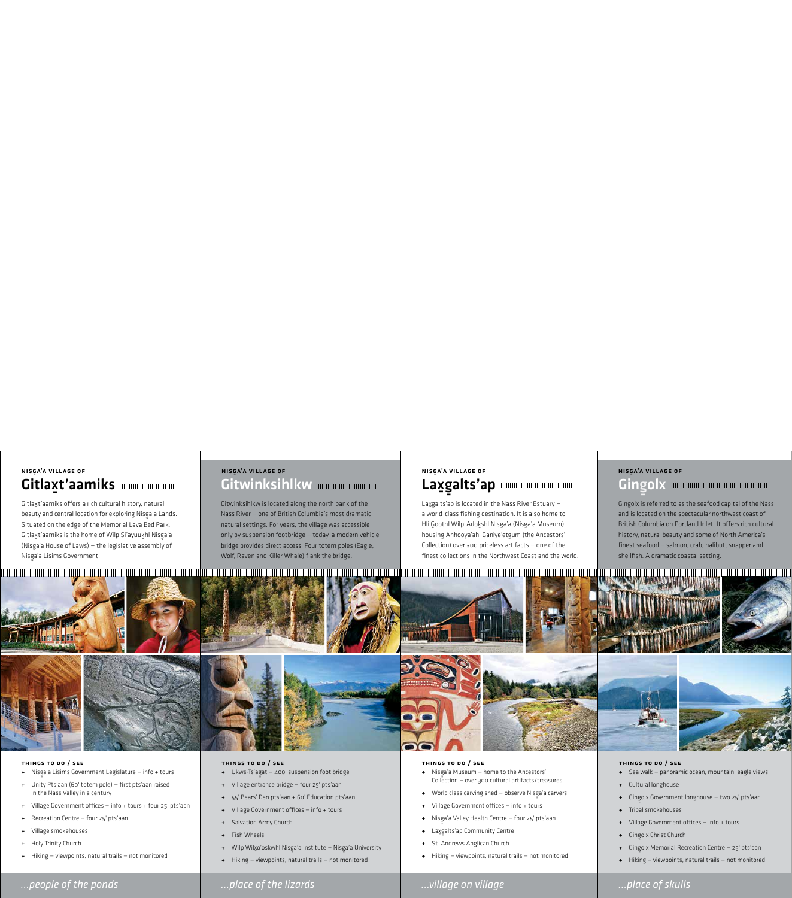##### NISG̱A'A VILLAGE OF

## Gitlax̱t'aamiks

Gitlax̱t'aamiks offers a rich cultural history, natural beauty and central location for exploring Nisg̱a'a Lands. Situated on the edge of the Memorial Lava Bed Park, Gitlax̱t'aamiks is the home of Wilp Si'ayuuḵhl Nisg̱a'a (Nisg̱a'a House of Laws) – the legislative assembly of Nisg̱a'a Lisims Government.

##### THINGS TO DO / SEE

- Nisg̱a'a Lisims Government Legislature – info + tours
- Unity Pts'aan (60' totem pole) – first pts'aan raised in the Nass Valley in a century
- Village Government offices – info + tours + four 25' pts'aan
- Recreation Centre – four 25' pts'aan
- Village smokehouses
- Holy Trinity Church
- Hiking – viewpoints, natural trails – not monitored

*...people of the ponds*

##### NISG̱A'A VILLAGE OF

## Gitwinksihlkw

Gitwinksihlkw is located along the north bank of the Nass River – one of British Columbia's most dramatic natural settings. For years, the village was accessible only by suspension footbridge – today, a modern vehicle bridge provides direct access. Four totem poles (Eagle, Wolf, Raven and Killer Whale) flank the bridge.

##### THINGS TO DO / SEE

- Ukws-Ts'ag̱at – 400' suspension foot bridge
- Village entrance bridge – four 25' pts'aan
- 55' Bears' Den pts'aan + 60' Education pts'aan
- Village Government offices – info + tours
- Salvation Army Church
- Fish Wheels
- Wilp Wilx̱o'oskwhl Nisg̱a'a Institute – Nisg̱a'a University
- Hiking – viewpoints, natural trails – not monitored

*...place of the lizards*

##### NISG̱A'A VILLAGE OF

## Lax̱g̱alts'ap

Lax̱g̱alts'ap is located in the Nass River Estuary – a world-class fishing destination. It is also home to Hli G̱oothl Wilp-Adokshl Nisg̱a'a (Nisg̱a'a Museum) housing Anhooya'ahl G̱aniye'etg̱um̓ (the Ancestors' Collection) over 300 priceless artifacts – one of the finest collections in the Northwest Coast and the world.

##### THINGS TO DO / SEE

- Nisg̱a'a Museum – home to the Ancestors' Collection – over 300 cultural artifacts/treasures
- World class carving shed – observe Nisg̱a'a carvers
- Village Government offices – info + tours
- Nisg̱a'a Valley Health Centre – four 25' pts'aan
- Lax̱g̱alts'ap Community Centre
- St. Andrews Anglican Church
- Hiking – viewpoints, natural trails – not monitored

*...village on village*

##### NISG̱A'A VILLAGE OF

## Gingolx

Gingolx is referred to as the seafood capital of the Nass and is located on the spectacular northwest coast of British Columbia on Portland Inlet. It offers rich cultural history, natural beauty and some of North America's finest seafood – salmon, crab, halibut, snapper and shellfish. A dramatic coastal setting.

##### THINGS TO DO / SEE

- Sea walk – panoramic ocean, mountain, eagle views
- Cultural longhouse
- Gingolx Government longhouse – two 25' pts'aan
- Tribal smokehouses
- Village Government offices – info + tours
- Gingolx Christ Church
- Gingolx Memorial Recreation Centre – 25' pts'aan
- Hiking – viewpoints, natural trails – not monitored

*...place of skulls*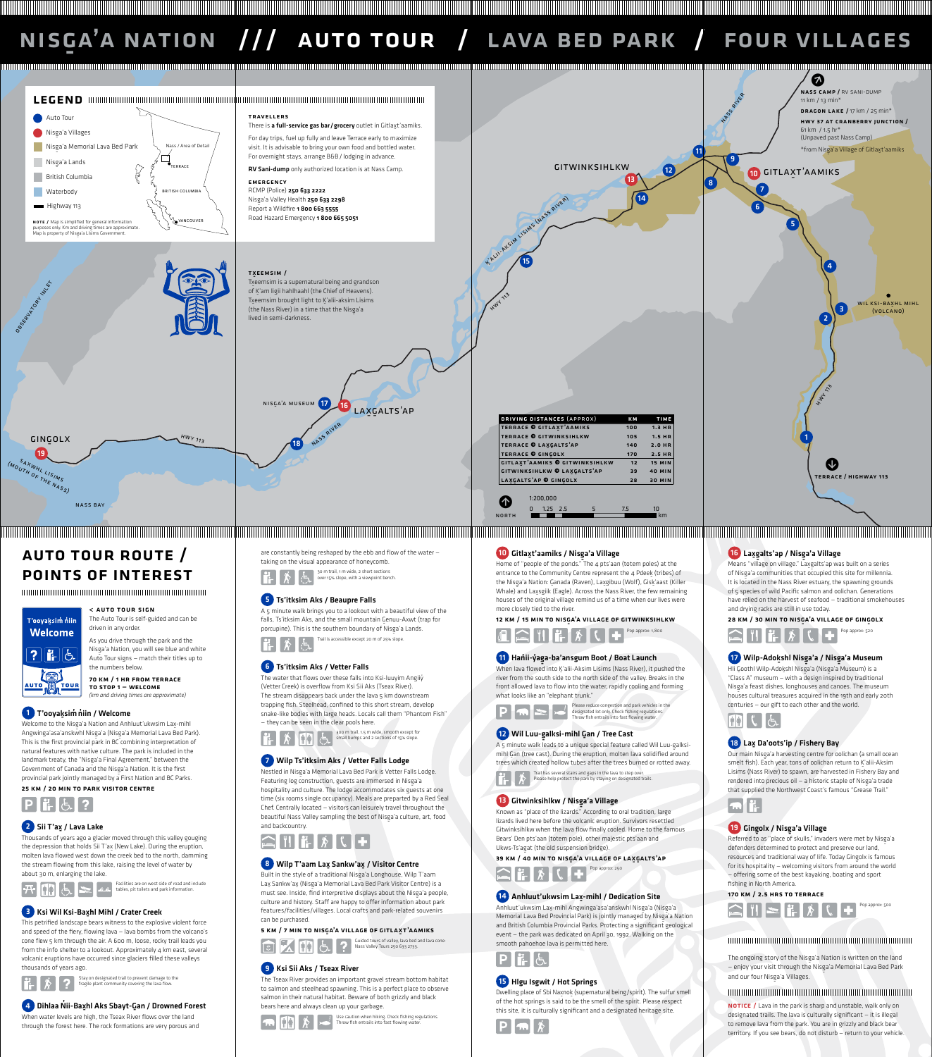# NISG̲A'A NATION /// AUTO TOUR / LAVA BED PARK / FOUR VILLAGES

## LEGEND

- Auto Tour
- Nisg̲a'a Villages
- Nisg̲a'a Memorial Lava Bed Park
- Nisg̲a'a Lands
- British Columbia
- Waterbody
- Highway 113

Nass / Area of Detail
TERRACE
BRITISH COLUMBIA
VANCOUVER

**NOTE /** Map is simplified for general information purposes only. Km and driving times are approximate. Map is property of Nisg̲a'a Lisims Government.

**TRAVELLERS**

There is **a full-service gas bar / grocery** outlet in Gitlax̲t'aamiks.

For day trips, fuel up fully and leave Terrace early to maximize visit. It is advisable to bring your own food and bottled water. For overnight stays, arrange B&B / lodging in advance.

**RV Sani-dump** only authorized location is at Nass Camp.

**EMERGENCY**

RCMP (Police) **250 633 2222**
Nisg̲a'a Valley Health **250 633 2298**
Report a Wildfire **1 800 663 5555**
Road Hazard Emergency **1 800 665 5051**

**TX̲EEMSIM /**

Tx̲eemsim is a supernatural being and grandson of K̲'am ligii hahlhaahl (the Chief of Heavens). Tx̲eemsim brought light to K̲'alii-aksim Lisims (the Nass River) in a time that the Nisg̲a'a lived in semi-darkness.

**NASS CAMP /** RV SANI-DUMP
11 km / 13 min*

**DRAGON LAKE /** 17 km / 25 min*

**HWY 37 AT CRANBERRY JUNCTION /**
61 km / 1.5 hr*
(Unpaved past Nass Camp)

*from Nisg̲a'a Village of Gitlax̲t'aamiks

| DRIVING DISTANCES (APPROX) | KM | TIME |
|---|---|---|
| TERRACE ⊙ GITLAX̲T'AAMIKS | 100 | 1.3 HR |
| TERRACE ⊙ GITWINKSIHLKW | 105 | 1.5 HR |
| TERRACE ⊙ LAX̲G̲ALTS'AP | 140 | 2.0 HR |
| TERRACE ⊙ GINGOLX | 170 | 2.5 HR |
| GITLAX̲T'AAMIKS ⊙ GITWINKSIHLKW | 12 | 15 MIN |
| GITWINKSIHLKW ⊙ LAX̲G̲ALTS'AP | 39 | 40 MIN |
| LAX̲G̲ALTS'AP ⊙ GINGOLX | 28 | 30 MIN |

1:200,000
0 1.25 2.5 5 7.5 10 km
NORTH

GITWINKSIHLKW
GITLAX̲T'AAMIKS
WIL KSI-BAX̲HL MIHL (VOLCANO)
TERRACE / HIGHWAY 113
K̲'ALII-AKSIM LISIMS (NASS RIVER)
HWY 113
NISG̲A'A MUSEUM
LAX̲G̲ALTS'AP
NASS RIVER
GINGOLX
SAYWHL LISIMS (MOUTH OF THE NASS)
NASS BAY
OBSERVATORY INLET

## AUTO TOUR ROUTE / POINTS OF INTEREST

T'ooyaks̲im n̲iin
Welcome
AUTO TOUR

**< AUTO TOUR SIGN**

The Auto Tour is self-guided and can be driven in any order.

As you drive through the park and the Nisg̲a'a Nation, you will see blue and white Auto Tour signs – match their titles up to the numbers below.

**70 KM / 1 HR FROM TERRACE TO STOP 1 – WELCOME**
*(km and driving times are approximate)*

### 1 T'ooyaks̲im n̲iin / Welcome

Welcome to the Nisg̲a'a Nation and Anhluut'ukwsim Lax̲-mihl Angwinga'asa'anskwhl Nisg̲a'a (Nisg̲a'a Memorial Lava Bed Park). This is the first provincial park in BC combining interpretation of natural features with native culture. The park is included in the landmark treaty, the "Nisg̲a'a Final Agreement," between the Government of Canada and the Nisg̲a'a Nation. It is the first provincial park jointly managed by a First Nation and BC Parks.

**25 KM / 20 MIN TO PARK VISITOR CENTRE**

### 2 Sii T'ax̲ / Lava Lake

Thousands of years ago a glacier moved through this valley gouging the depression that holds Sii T'ax̲ (New Lake). During the eruption, molten lava flowed down the creek bed to the north, damming the stream flowing from this lake, raising the level of water by about 30 m, enlarging the lake.

Facilities are on west side of road and include tables, pit toilets and park information.

### 3 Ksi Wil Ksi-Bax̲hl Mihl / Crater Creek

This petrified landscape bears witness to the explosive violent force and speed of the fiery, flowing lava – lava bombs from the volcano's cone flew 5 km through the air. A 600 m, loose, rocky trail leads you from the info shelter to a lookout. Approximately 4 km east, several volcanic eruptions have occurred since glaciers filled these valleys thousands of years ago.

Stay on designated trail to prevent damage to the fragile plant community covering the lava flow.

### 4 Dihlaa Nii-Bax̲hl Aks Sbayt-G̲an / Drowned Forest

When water levels are high, the Tseax River flows over the land through the forest here. The rock formations are very porous and are constantly being reshaped by the ebb and flow of the water – taking on the visual appearance of honeycomb.

30 m trail, 1 m wide, 2 short sections over 15% slope, with a viewpoint bench.

### 5 Ts'itksim Aks / Beaupre Falls

A 5 minute walk brings you to a lookout with a beautiful view of the falls. Ts'itksim Aks, and the small mountain G̲enuu-Axwt (trap for porcupine). This is the southern boundary of Nisg̲a'a Lands.

Trail is accessible except 20 m of 25% slope.

### 6 Ts'itksim Aks / Vetter Falls

The water that flows over these falls into Ksi-luuyim Angiiy (Vetter Creek) is overflow from Ksi Sii Aks (Tseax River). The stream disappears back under the lava 5 km downstream trapping fish. Steelhead, confined to this short stream, develop snake-like bodies with large heads. Locals call them "Phantom Fish" – they can be seen in the clear pools here.

300 m trail, 1.5 m wide, smooth except for small bumps and 2 sections of 15% slope.

### 7 Wilp Ts'itksim Aks / Vetter Falls Lodge

Nestled in Nisg̲a'a Memorial Lava Bed Park is Vetter Falls Lodge. Featuring log construction, guests are immersed in Nisg̲a'a hospitality and culture. The lodge accommodates six guests at one time (six rooms single occupancy). Meals are prepared by a Red Seal Chef. Centrally located – visitors can leisurely travel throughout the beautiful Nass Valley sampling the best of Nisg̲a'a culture, art, food and backcountry.

### 8 Wilp T'aam Lax̲ Sankw'ax̲ / Visitor Centre

Built in the style of a traditional Nisg̲a'a Longhouse, Wilp T'aam Lax̲ Sankw'ax̲ (Nisg̲a'a Memorial Lava Bed Park Visitor Centre) is a must see. Inside, find interpretive displays about the Nisg̲a'a people, culture and history. Staff are happy to offer information about park features/facilities/villages. Local crafts and park-related souvenirs can be purchased.

**5 KM / 7 MIN TO NISG̲A'A VILLAGE OF GITLAX̲T'AAMIKS**

Guided tours of valley, lava bed and lava cone: Nass Valley Tours 250 633 2733.

### 9 Ksi Sii Aks / Tseax River

The Tseax River provides an important gravel stream bottom habitat to salmon and steelhead spawning. This is a perfect place to observe salmon in their natural habitat. Beware of both grizzly and black bears here and always clean up your garbage.

Use caution when hiking. Check fishing regulations. Throw fish entrails into fast flowing water.

### 10 Gitlax̲t'aamiks / Nisg̲a'a Village

Home of "people of the ponds." The 4 pts'aan (totem poles) at the entrance to the Community Centre represent the 4 Pdeek (tribes) of the Nisg̲a'a Nation: G̲anada (Raven), Lax̲gibuu (Wolf), Gisk'aast (Killer Whale) and Lax̲sgiik (Eagle). Across the Nass River, the few remaining houses of the original village remind us of a time when our lives were more closely tied to the river.

**12 KM / 15 MIN TO NISG̲A'A VILLAGE OF GITWINKSIHLKW**

Pop approx: 1,800

### 11 Hah̲ii-ÿaga-ba'ansgum Boot / Boat Launch

When lava flowed into K̲'alii-Aksim Lisims (Nass River), it pushed the river from the south side to the north side of the valley. Breaks in the front allowed lava to flow into the water, rapidly cooling and forming what looks like an "elephant trunk."

Please reduce congestion and park vehicles in the designated lot only. Check fishing regulations. Throw fish entrails into fast flowing water.

### 12 Wil Luu-g̲alksi-mihl G̲an / Tree Cast

A 5 minute walk leads to a unique special feature called Wil Luu-g̲alksi-mihl G̲an (tree cast). During the eruption, molten lava solidified around trees which created hollow tubes after the trees burned or rotted away.

Trail has several stairs and gaps in the lava to step over. Please help protect the park by staying on designated trails.

### 13 Gitwinksihlkw / Nisg̲a'a Village

Known as "place of the lizards." According to oral tradition, large lizards lived here before the volcanic eruption. Survivors resettled Gitwinksihlkw when the lava flow finally cooled. Home to the famous Bears' Den pts'aan (totem pole), other majestic pts'aan and Ukws-Ts'agat (the old suspension bridge).

**39 KM / 40 MIN TO NISG̲A'A VILLAGE OF LAX̲G̲ALTS'AP**

Pop approx: 250

### 14 Anhluut'ukwsim Lax̲-mihl / Dedication Site

Anhluut'ukwsim Lax̲-mihl Angwinga'asa'anskwhl Nisg̲a'a (Nisg̲a'a Memorial Lava Bed Provincial Park) is jointly managed by Nisg̲a'a Nation and British Columbia Provincial Parks. Protecting a significant geological event – the park was dedicated on April 30, 1992. Walking on the smooth pahoehoe lava is permitted here.

### 15 Hlgu Isgwit / Hot Springs

Dwelling place of Sbi Naxnok (supernatural being/spirit). The sulfur smell of the hot springs is said to be the smell of the spirit. Please respect this site, it is culturally significant and a designated heritage site.

### 16 Lax̲g̲alts'ap / Nisg̲a'a Village

Means "village on village." Lax̲g̲alts'ap was built on a series of Nisg̲a'a communities that occupied this site for millennia. It is located in the Nass River estuary, the spawning grounds of 5 species of wild Pacific salmon and oolichan. Generations have relied on the harvest of seafood – traditional smokehouses and drying racks are still in use today.

**28 KM / 30 MIN TO NISG̲A'A VILLAGE OF GINGOLX**

Pop approx: 520

### 17 Wilp-Adokshl Nisg̲a'a / Nisg̲a'a Museum

Hli Goothl Wilp-Adokshl Nisg̲a'a (Nisg̲a'a Museum) is a "Class A" museum – with a design inspired by traditional Nisg̲a'a feast dishes, longhouses and canoes. The museum houses cultural treasures acquired in the 19th and early 20th centuries – our gift to each other and the world.

### 18 Lax̲ Da'oots'ip / Fishery Bay

Our main Nisg̲a'a harvesting centre for oolichan (a small ocean smelt fish). Each year, tons of oolichan return to K̲'alii-Aksim Lisims (Nass River) to spawn, are harvested in Fishery Bay and rendered into precious oil – a historic staple of Nisg̲a'a trade that supplied the Northwest Coast's famous "Grease Trail."

### 19 Gingolx / Nisg̲a'a Village

Referred to as "place of skulls," invaders were met by Nisg̲a'a defenders determined to protect and preserve our land, resources and traditional way of life. Today Gingolx is famous for its hospitality – welcoming visitors from around the world – offering some of the best kayaking, boating and sport fishing in North America.

**170 KM / 2.5 HRS TO TERRACE**

Pop approx: 500

The ongoing story of the Nisg̲a'a Nation is written on the land – enjoy your visit through the Nisg̲a'a Memorial Lava Bed Park and our four Nisg̲a'a Villages.

**NOTICE /** Lava in the park is sharp and unstable, walk only on designated trails. The lava is culturally significant – it is illegal to remove lava from the park. You are in grizzly and black bear territory. If you see bears, do not disturb – return to your vehicle.